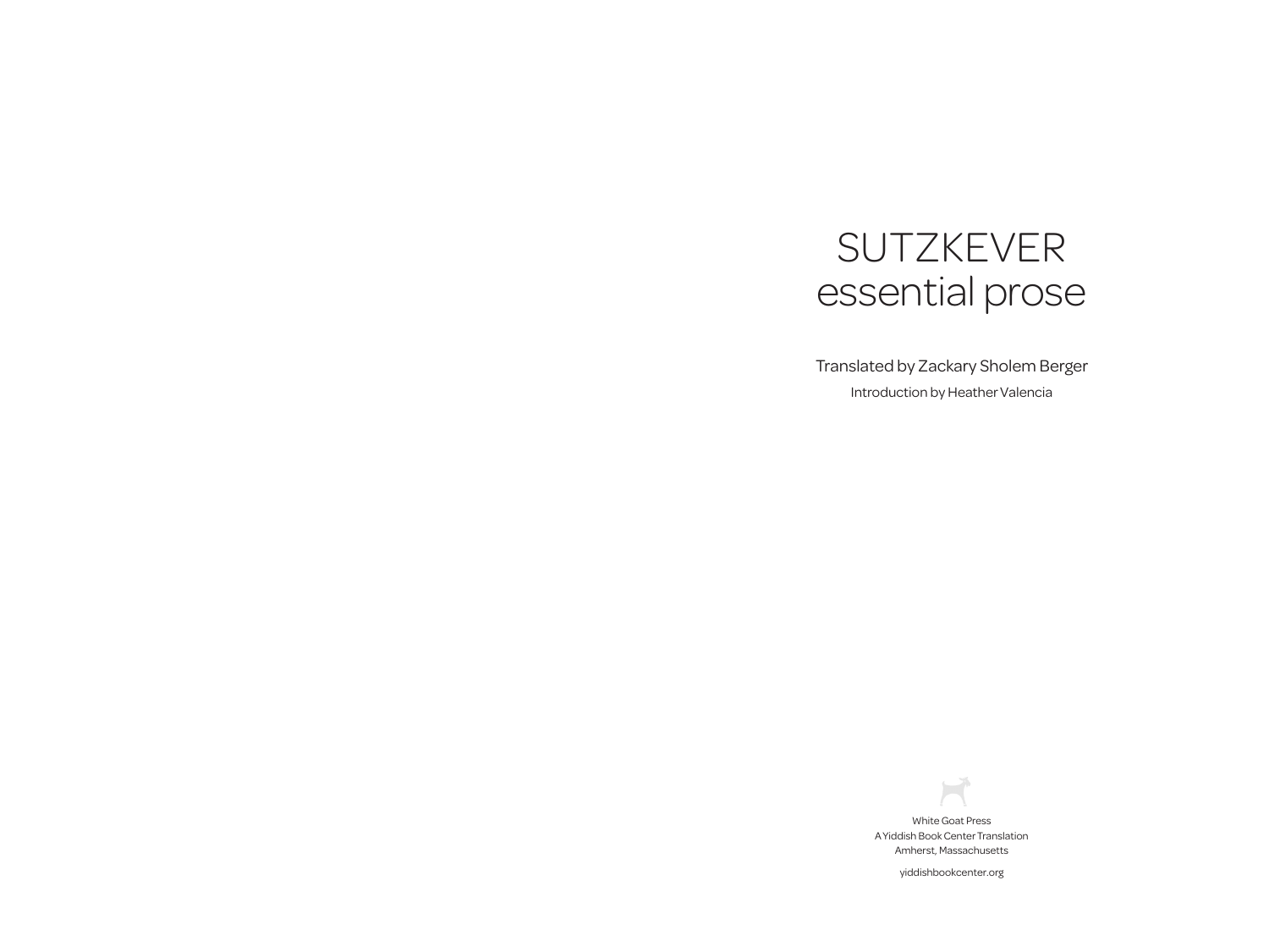# SUTZKEVER
# essential prose

Translated by Zackary Sholem Berger

Introduction by Heather Valencia

White Goat Press
A Yiddish Book Center Translation
Amherst, Massachusetts

yiddishbookcenter.org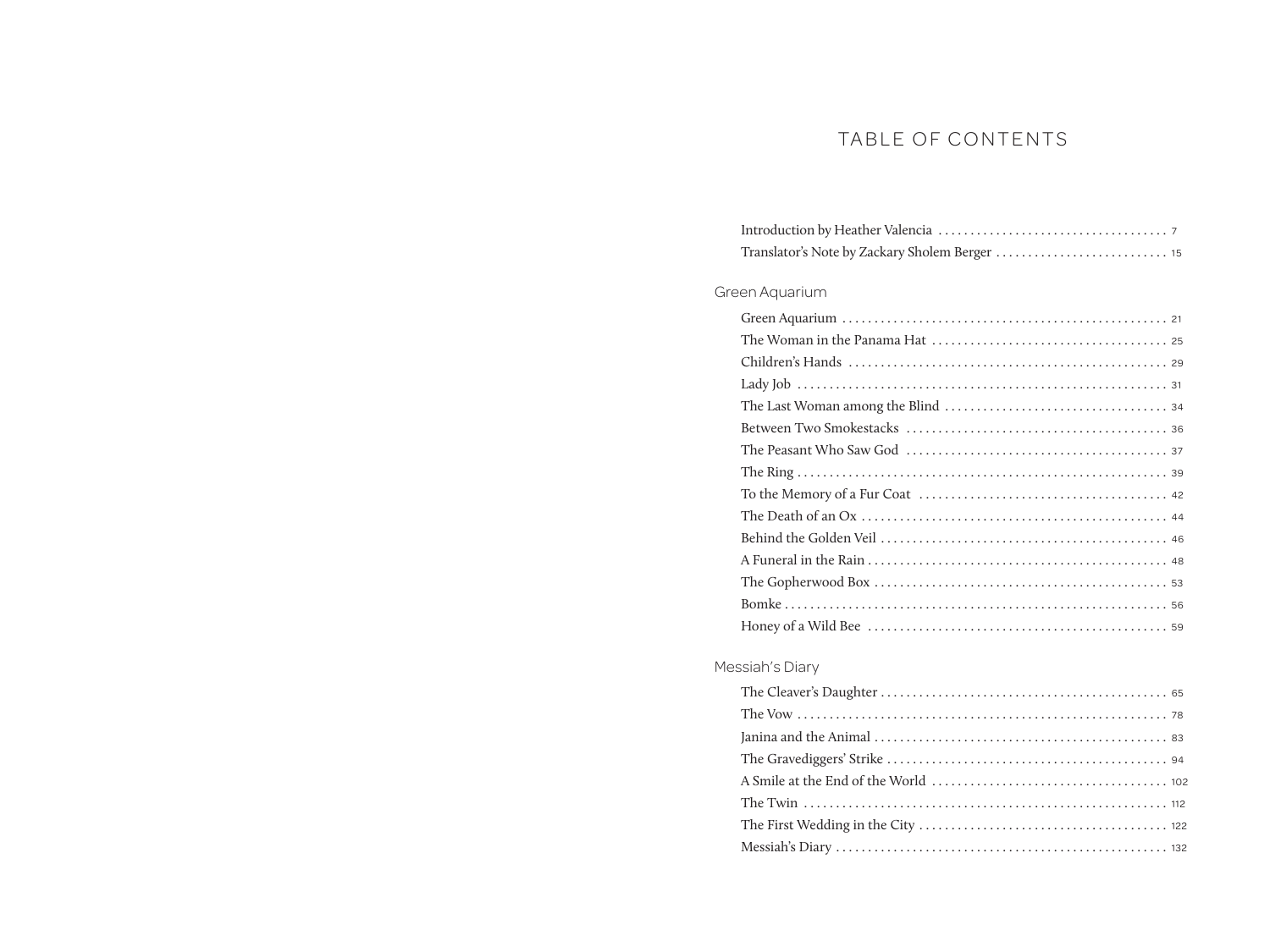# TABLE OF CONTENTS

Introduction by Heather Valencia . . . . . . . . . . . . . . . . . . . . . . . . . . . . . . . . . . . 7

Translator's Note by Zackary Sholem Berger . . . . . . . . . . . . . . . . . . . . . . . . . . 15

## Green Aquarium

Green Aquarium . . . . . . . . . . . . . . . . . . . . . . . . . . . . . . . . . . . . . . . . . . . . . . . . . . 21

The Woman in the Panama Hat . . . . . . . . . . . . . . . . . . . . . . . . . . . . . . . . . . . . 25

Children's Hands . . . . . . . . . . . . . . . . . . . . . . . . . . . . . . . . . . . . . . . . . . . . . . . . . 29

Lady Job . . . . . . . . . . . . . . . . . . . . . . . . . . . . . . . . . . . . . . . . . . . . . . . . . . . . . . . . 31

The Last Woman among the Blind . . . . . . . . . . . . . . . . . . . . . . . . . . . . . . . . . 34

Between Two Smokestacks . . . . . . . . . . . . . . . . . . . . . . . . . . . . . . . . . . . . . . . . 36

The Peasant Who Saw God . . . . . . . . . . . . . . . . . . . . . . . . . . . . . . . . . . . . . . . . 37

The Ring . . . . . . . . . . . . . . . . . . . . . . . . . . . . . . . . . . . . . . . . . . . . . . . . . . . . . . . . . 39

To the Memory of a Fur Coat . . . . . . . . . . . . . . . . . . . . . . . . . . . . . . . . . . . . . . 42

The Death of an Ox . . . . . . . . . . . . . . . . . . . . . . . . . . . . . . . . . . . . . . . . . . . . . . . 44

Behind the Golden Veil . . . . . . . . . . . . . . . . . . . . . . . . . . . . . . . . . . . . . . . . . . . . 46

A Funeral in the Rain . . . . . . . . . . . . . . . . . . . . . . . . . . . . . . . . . . . . . . . . . . . . . 48

The Gopherwood Box . . . . . . . . . . . . . . . . . . . . . . . . . . . . . . . . . . . . . . . . . . . . . 53

Bomke . . . . . . . . . . . . . . . . . . . . . . . . . . . . . . . . . . . . . . . . . . . . . . . . . . . . . . . . . . . 56

Honey of a Wild Bee . . . . . . . . . . . . . . . . . . . . . . . . . . . . . . . . . . . . . . . . . . . . . . 59

## Messiah's Diary

The Cleaver's Daughter . . . . . . . . . . . . . . . . . . . . . . . . . . . . . . . . . . . . . . . . . . . 65

The Vow . . . . . . . . . . . . . . . . . . . . . . . . . . . . . . . . . . . . . . . . . . . . . . . . . . . . . . . . . 78

Janina and the Animal . . . . . . . . . . . . . . . . . . . . . . . . . . . . . . . . . . . . . . . . . . . . 83

The Gravediggers' Strike . . . . . . . . . . . . . . . . . . . . . . . . . . . . . . . . . . . . . . . . . . 94

A Smile at the End of the World . . . . . . . . . . . . . . . . . . . . . . . . . . . . . . . . . . . 102

The Twin . . . . . . . . . . . . . . . . . . . . . . . . . . . . . . . . . . . . . . . . . . . . . . . . . . . . . . . . 112

The First Wedding in the City . . . . . . . . . . . . . . . . . . . . . . . . . . . . . . . . . . . . . 122

Messiah's Diary . . . . . . . . . . . . . . . . . . . . . . . . . . . . . . . . . . . . . . . . . . . . . . . . . . 132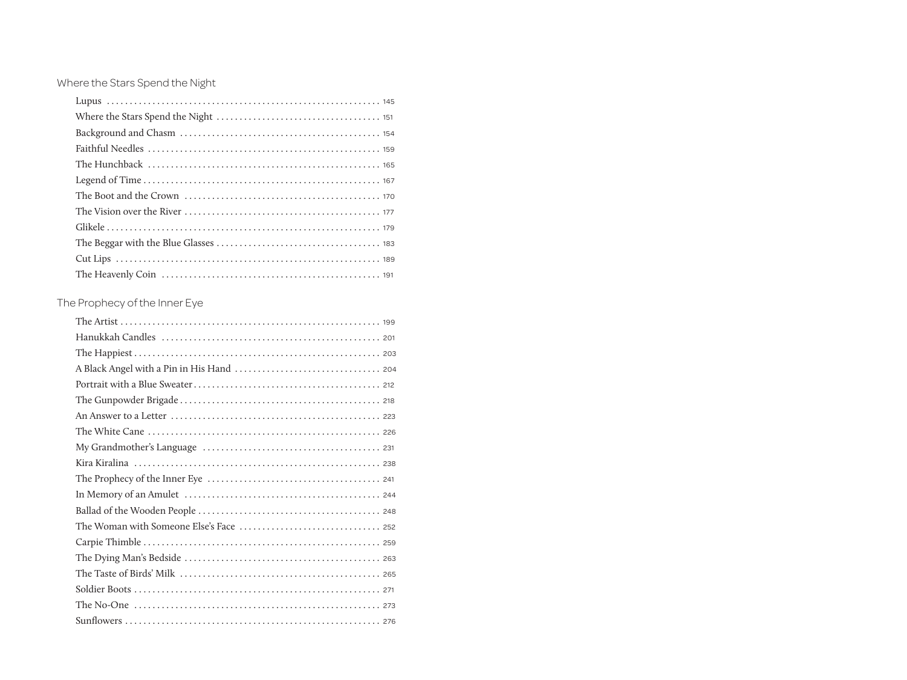## Where the Stars Spend the Night

- Lupus ........ 145
- Where the Stars Spend the Night ........ 151
- Background and Chasm ........ 154
- Faithful Needles ........ 159
- The Hunchback ........ 165
- Legend of Time ........ 167
- The Boot and the Crown ........ 170
- The Vision over the River ........ 177
- Glikele ........ 179
- The Beggar with the Blue Glasses ........ 183
- Cut Lips ........ 189
- The Heavenly Coin ........ 191

## The Prophecy of the Inner Eye

- The Artist ........ 199
- Hanukkah Candles ........ 201
- The Happiest ........ 203
- A Black Angel with a Pin in His Hand ........ 204
- Portrait with a Blue Sweater ........ 212
- The Gunpowder Brigade ........ 218
- An Answer to a Letter ........ 223
- The White Cane ........ 226
- My Grandmother's Language ........ 231
- Kira Kiralina ........ 238
- The Prophecy of the Inner Eye ........ 241
- In Memory of an Amulet ........ 244
- Ballad of the Wooden People ........ 248
- The Woman with Someone Else's Face ........ 252
- Carpie Thimble ........ 259
- The Dying Man's Bedside ........ 263
- The Taste of Birds' Milk ........ 265
- Soldier Boots ........ 271
- The No-One ........ 273
- Sunflowers ........ 276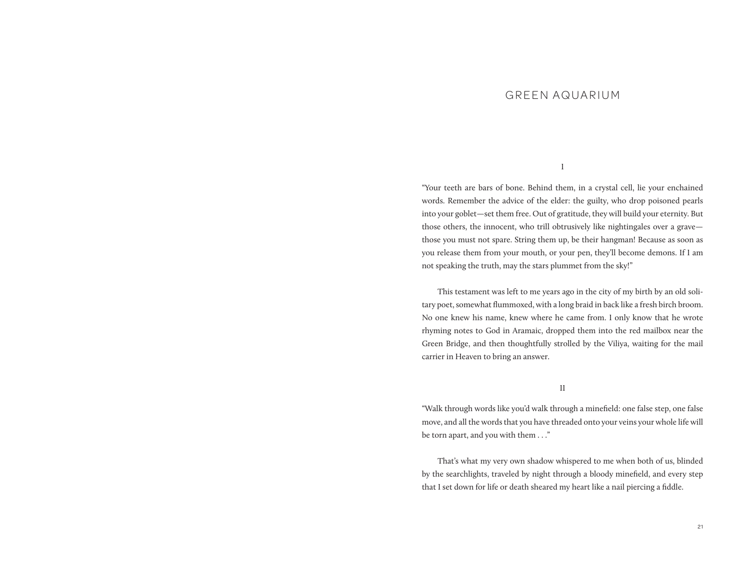# GREEN AQUARIUM

I

"Your teeth are bars of bone. Behind them, in a crystal cell, lie your enchained words. Remember the advice of the elder: the guilty, who drop poisoned pearls into your goblet—set them free. Out of gratitude, they will build your eternity. But those others, the innocent, who trill obtrusively like nightingales over a grave—those you must not spare. String them up, be their hangman! Because as soon as you release them from your mouth, or your pen, they'll become demons. If I am not speaking the truth, may the stars plummet from the sky!"

This testament was left to me years ago in the city of my birth by an old solitary poet, somewhat flummoxed, with a long braid in back like a fresh birch broom. No one knew his name, knew where he came from. I only know that he wrote rhyming notes to God in Aramaic, dropped them into the red mailbox near the Green Bridge, and then thoughtfully strolled by the Viliya, waiting for the mail carrier in Heaven to bring an answer.

II

"Walk through words like you'd walk through a minefield: one false step, one false move, and all the words that you have threaded onto your veins your whole life will be torn apart, and you with them . . ."

That's what my very own shadow whispered to me when both of us, blinded by the searchlights, traveled by night through a bloody minefield, and every step that I set down for life or death sheared my heart like a nail piercing a fiddle.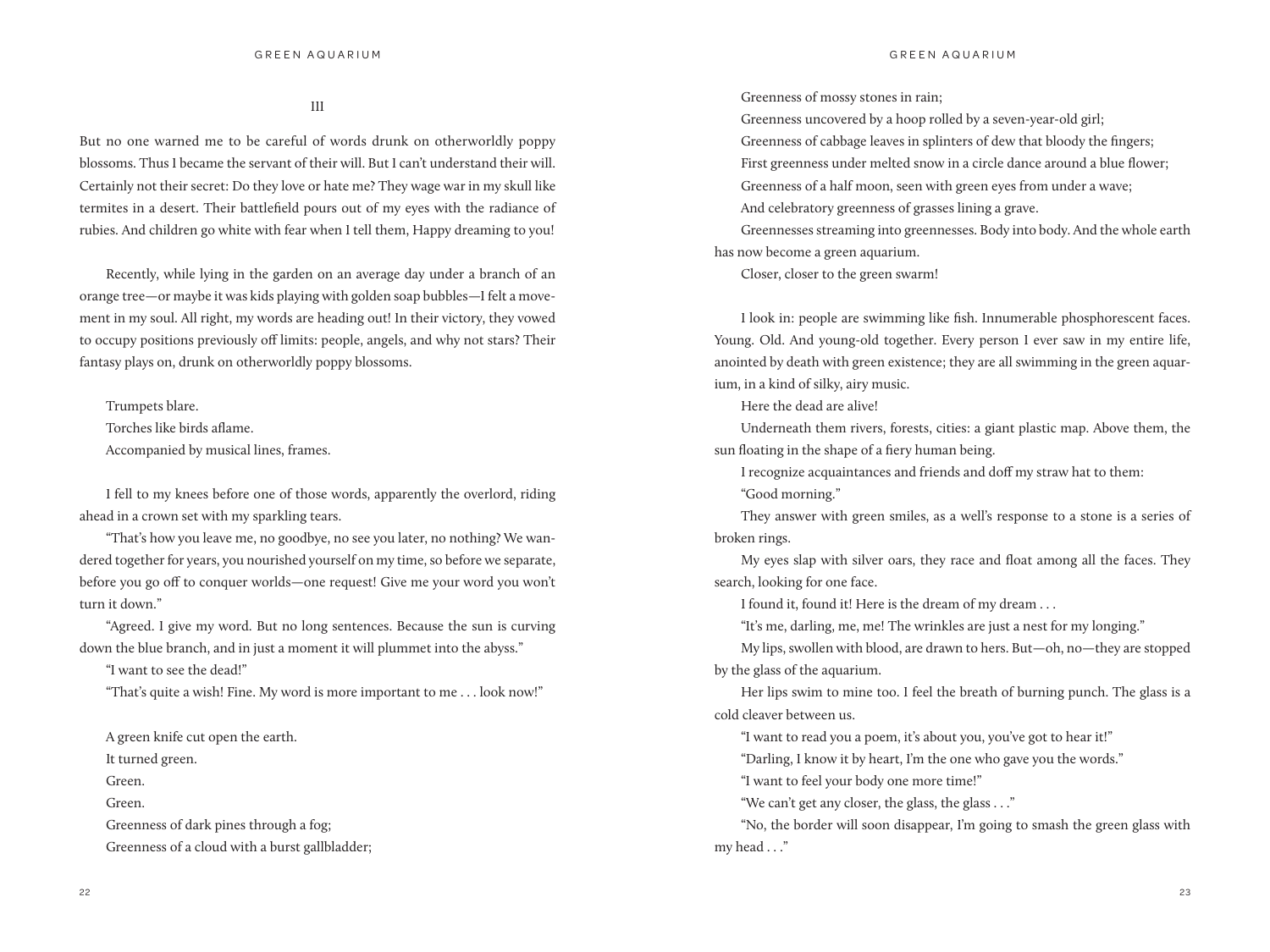### III

But no one warned me to be careful of words drunk on otherworldly poppy blossoms. Thus I became the servant of their will. But I can't understand their will. Certainly not their secret: Do they love or hate me? They wage war in my skull like termites in a desert. Their battlefield pours out of my eyes with the radiance of rubies. And children go white with fear when I tell them, Happy dreaming to you!

Recently, while lying in the garden on an average day under a branch of an orange tree—or maybe it was kids playing with golden soap bubbles—I felt a movement in my soul. All right, my words are heading out! In their victory, they vowed to occupy positions previously off limits: people, angels, and why not stars? Their fantasy plays on, drunk on otherworldly poppy blossoms.

Trumpets blare.
Torches like birds aflame.
Accompanied by musical lines, frames.

I fell to my knees before one of those words, apparently the overlord, riding ahead in a crown set with my sparkling tears.

"That's how you leave me, no goodbye, no see you later, no nothing? We wandered together for years, you nourished yourself on my time, so before we separate, before you go off to conquer worlds—one request! Give me your word you won't turn it down."

"Agreed. I give my word. But no long sentences. Because the sun is curving down the blue branch, and in just a moment it will plummet into the abyss."

"I want to see the dead!"

"That's quite a wish! Fine. My word is more important to me . . . look now!"

A green knife cut open the earth.
It turned green.
Green.
Green.
Greenness of dark pines through a fog;
Greenness of a cloud with a burst gallbladder;
Greenness of mossy stones in rain;
Greenness uncovered by a hoop rolled by a seven-year-old girl;
Greenness of cabbage leaves in splinters of dew that bloody the fingers;
First greenness under melted snow in a circle dance around a blue flower;
Greenness of a half moon, seen with green eyes from under a wave;
And celebratory greenness of grasses lining a grave.

Greennesses streaming into greennesses. Body into body. And the whole earth has now become a green aquarium.

Closer, closer to the green swarm!

I look in: people are swimming like fish. Innumerable phosphorescent faces. Young. Old. And young-old together. Every person I ever saw in my entire life, anointed by death with green existence; they are all swimming in the green aquarium, in a kind of silky, airy music.

Here the dead are alive!

Underneath them rivers, forests, cities: a giant plastic map. Above them, the sun floating in the shape of a fiery human being.

I recognize acquaintances and friends and doff my straw hat to them:

"Good morning."

They answer with green smiles, as a well's response to a stone is a series of broken rings.

My eyes slap with silver oars, they race and float among all the faces. They search, looking for one face.

I found it, found it! Here is the dream of my dream . . .

"It's me, darling, me, me! The wrinkles are just a nest for my longing."

My lips, swollen with blood, are drawn to hers. But—oh, no—they are stopped by the glass of the aquarium.

Her lips swim to mine too. I feel the breath of burning punch. The glass is a cold cleaver between us.

"I want to read you a poem, it's about you, you've got to hear it!"

"Darling, I know it by heart, I'm the one who gave you the words."

"I want to feel your body one more time!"

"We can't get any closer, the glass, the glass . . ."

"No, the border will soon disappear, I'm going to smash the green glass with my head . . ."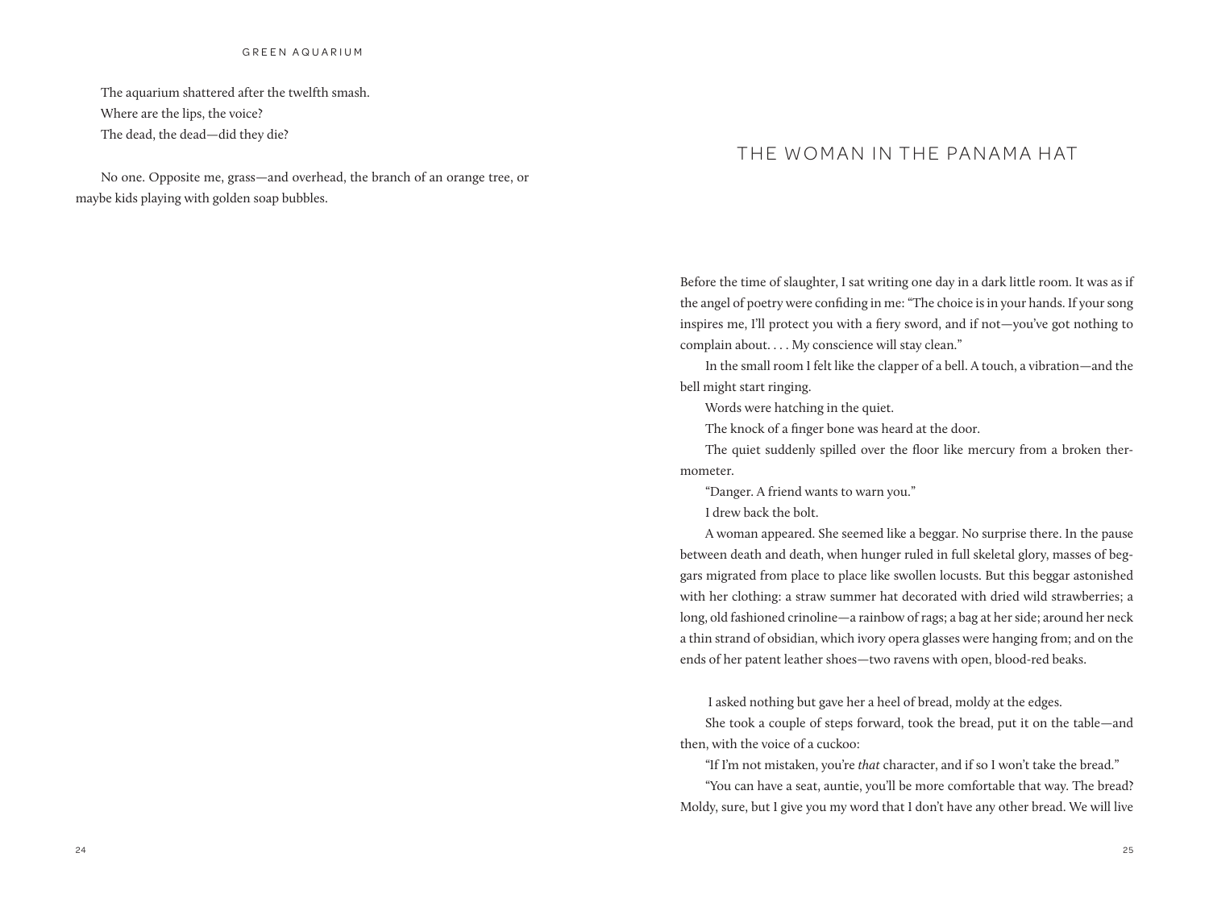The aquarium shattered after the twelfth smash.
Where are the lips, the voice?
The dead, the dead—did they die?

No one. Opposite me, grass—and overhead, the branch of an orange tree, or maybe kids playing with golden soap bubbles.

# THE WOMAN IN THE PANAMA HAT

Before the time of slaughter, I sat writing one day in a dark little room. It was as if the angel of poetry were confiding in me: "The choice is in your hands. If your song inspires me, I'll protect you with a fiery sword, and if not—you've got nothing to complain about. . . . My conscience will stay clean."

In the small room I felt like the clapper of a bell. A touch, a vibration—and the bell might start ringing.

Words were hatching in the quiet.

The knock of a finger bone was heard at the door.

The quiet suddenly spilled over the floor like mercury from a broken thermometer.

"Danger. A friend wants to warn you."

I drew back the bolt.

A woman appeared. She seemed like a beggar. No surprise there. In the pause between death and death, when hunger ruled in full skeletal glory, masses of beggars migrated from place to place like swollen locusts. But this beggar astonished with her clothing: a straw summer hat decorated with dried wild strawberries; a long, old fashioned crinoline—a rainbow of rags; a bag at her side; around her neck a thin strand of obsidian, which ivory opera glasses were hanging from; and on the ends of her patent leather shoes—two ravens with open, blood-red beaks.

I asked nothing but gave her a heel of bread, moldy at the edges.

She took a couple of steps forward, took the bread, put it on the table—and then, with the voice of a cuckoo:

"If I'm not mistaken, you're *that* character, and if so I won't take the bread."

"You can have a seat, auntie, you'll be more comfortable that way. The bread? Moldy, sure, but I give you my word that I don't have any other bread. We will live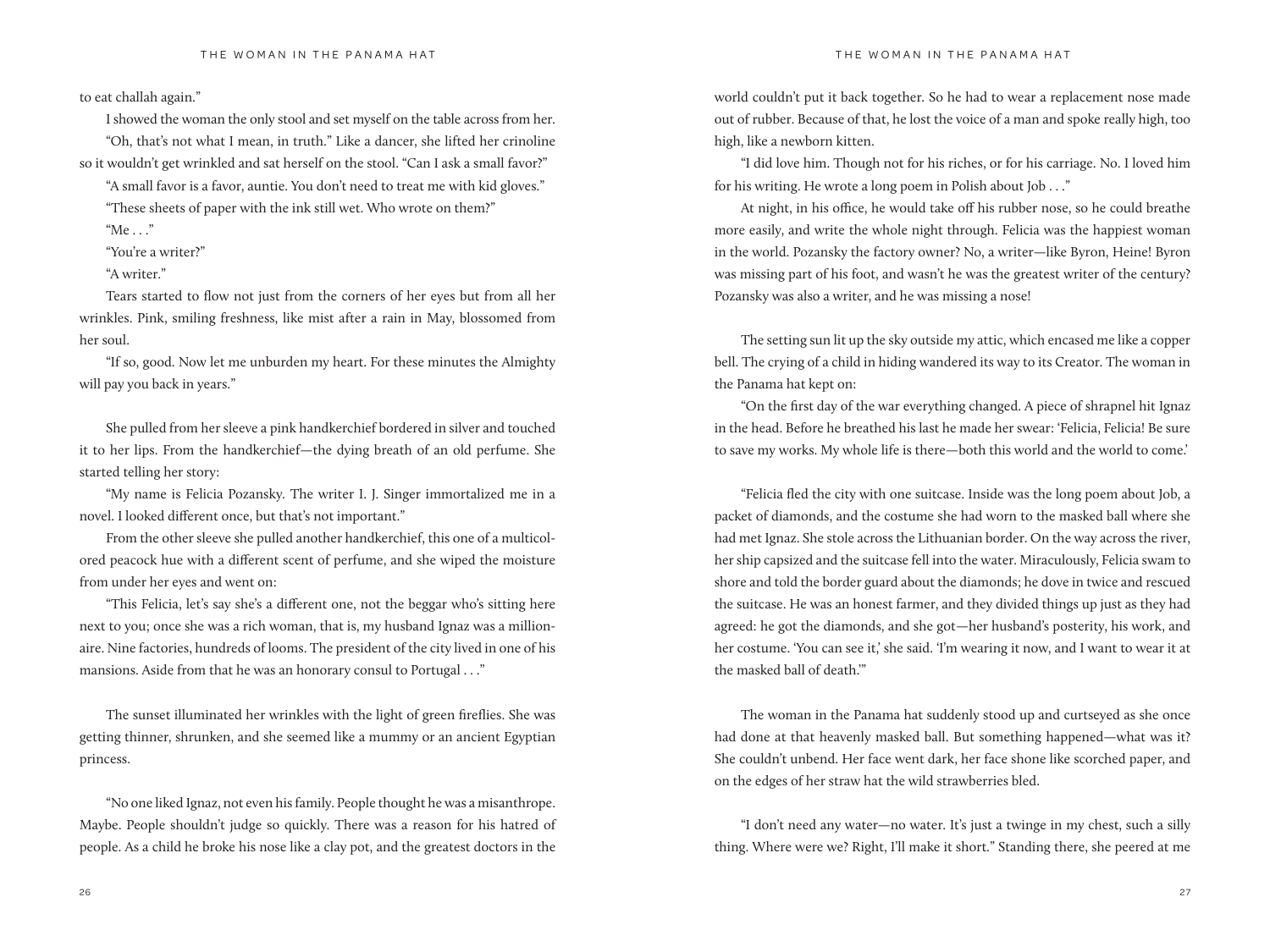to eat challah again."

I showed the woman the only stool and set myself on the table across from her.

"Oh, that's not what I mean, in truth." Like a dancer, she lifted her crinoline so it wouldn't get wrinkled and sat herself on the stool. "Can I ask a small favor?"

"A small favor is a favor, auntie. You don't need to treat me with kid gloves."

"These sheets of paper with the ink still wet. Who wrote on them?"

"Me . . ."

"You're a writer?"

"A writer."

Tears started to flow not just from the corners of her eyes but from all her wrinkles. Pink, smiling freshness, like mist after a rain in May, blossomed from her soul.

"If so, good. Now let me unburden my heart. For these minutes the Almighty will pay you back in years."

She pulled from her sleeve a pink handkerchief bordered in silver and touched it to her lips. From the handkerchief—the dying breath of an old perfume. She started telling her story:

"My name is Felicia Pozansky. The writer I. J. Singer immortalized me in a novel. I looked different once, but that's not important."

From the other sleeve she pulled another handkerchief, this one of a multicolored peacock hue with a different scent of perfume, and she wiped the moisture from under her eyes and went on:

"This Felicia, let's say she's a different one, not the beggar who's sitting here next to you; once she was a rich woman, that is, my husband Ignaz was a millionaire. Nine factories, hundreds of looms. The president of the city lived in one of his mansions. Aside from that he was an honorary consul to Portugal . . ."

The sunset illuminated her wrinkles with the light of green fireflies. She was getting thinner, shrunken, and she seemed like a mummy or an ancient Egyptian princess.

"No one liked Ignaz, not even his family. People thought he was a misanthrope. Maybe. People shouldn't judge so quickly. There was a reason for his hatred of people. As a child he broke his nose like a clay pot, and the greatest doctors in the world couldn't put it back together. So he had to wear a replacement nose made out of rubber. Because of that, he lost the voice of a man and spoke really high, too high, like a newborn kitten.

"I did love him. Though not for his riches, or for his carriage. No. I loved him for his writing. He wrote a long poem in Polish about Job . . ."

At night, in his office, he would take off his rubber nose, so he could breathe more easily, and write the whole night through. Felicia was the happiest woman in the world. Pozansky the factory owner? No, a writer—like Byron, Heine! Byron was missing part of his foot, and wasn't he was the greatest writer of the century? Pozansky was also a writer, and he was missing a nose!

The setting sun lit up the sky outside my attic, which encased me like a copper bell. The crying of a child in hiding wandered its way to its Creator. The woman in the Panama hat kept on:

"On the first day of the war everything changed. A piece of shrapnel hit Ignaz in the head. Before he breathed his last he made her swear: 'Felicia, Felicia! Be sure to save my works. My whole life is there—both this world and the world to come.'

"Felicia fled the city with one suitcase. Inside was the long poem about Job, a packet of diamonds, and the costume she had worn to the masked ball where she had met Ignaz. She stole across the Lithuanian border. On the way across the river, her ship capsized and the suitcase fell into the water. Miraculously, Felicia swam to shore and told the border guard about the diamonds; he dove in twice and rescued the suitcase. He was an honest farmer, and they divided things up just as they had agreed: he got the diamonds, and she got—her husband's posterity, his work, and her costume. 'You can see it,' she said. 'I'm wearing it now, and I want to wear it at the masked ball of death.'"

The woman in the Panama hat suddenly stood up and curtseyed as she once had done at that heavenly masked ball. But something happened—what was it? She couldn't unbend. Her face went dark, her face shone like scorched paper, and on the edges of her straw hat the wild strawberries bled.

"I don't need any water—no water. It's just a twinge in my chest, such a silly thing. Where were we? Right, I'll make it short." Standing there, she peered at me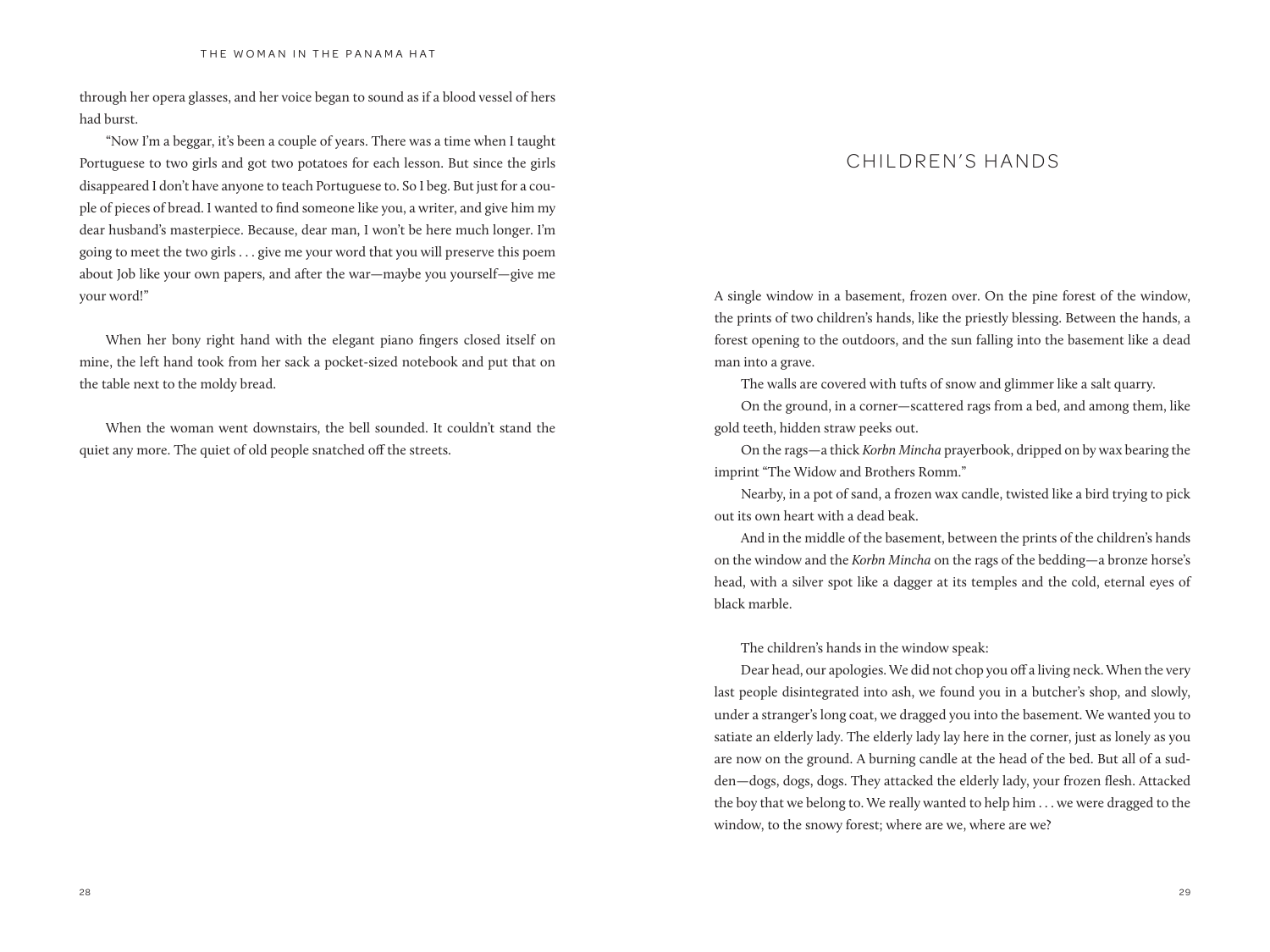through her opera glasses, and her voice began to sound as if a blood vessel of hers had burst.

"Now I'm a beggar, it's been a couple of years. There was a time when I taught Portuguese to two girls and got two potatoes for each lesson. But since the girls disappeared I don't have anyone to teach Portuguese to. So I beg. But just for a couple of pieces of bread. I wanted to find someone like you, a writer, and give him my dear husband's masterpiece. Because, dear man, I won't be here much longer. I'm going to meet the two girls . . . give me your word that you will preserve this poem about Job like your own papers, and after the war—maybe you yourself—give me your word!"

When her bony right hand with the elegant piano fingers closed itself on mine, the left hand took from her sack a pocket-sized notebook and put that on the table next to the moldy bread.

When the woman went downstairs, the bell sounded. It couldn't stand the quiet any more. The quiet of old people snatched off the streets.

# CHILDREN'S HANDS

A single window in a basement, frozen over. On the pine forest of the window, the prints of two children's hands, like the priestly blessing. Between the hands, a forest opening to the outdoors, and the sun falling into the basement like a dead man into a grave.

The walls are covered with tufts of snow and glimmer like a salt quarry.

On the ground, in a corner—scattered rags from a bed, and among them, like gold teeth, hidden straw peeks out.

On the rags—a thick *Korbn Mincha* prayerbook, dripped on by wax bearing the imprint "The Widow and Brothers Romm."

Nearby, in a pot of sand, a frozen wax candle, twisted like a bird trying to pick out its own heart with a dead beak.

And in the middle of the basement, between the prints of the children's hands on the window and the *Korbn Mincha* on the rags of the bedding—a bronze horse's head, with a silver spot like a dagger at its temples and the cold, eternal eyes of black marble.

The children's hands in the window speak:

Dear head, our apologies. We did not chop you off a living neck. When the very last people disintegrated into ash, we found you in a butcher's shop, and slowly, under a stranger's long coat, we dragged you into the basement. We wanted you to satiate an elderly lady. The elderly lady lay here in the corner, just as lonely as you are now on the ground. A burning candle at the head of the bed. But all of a sudden—dogs, dogs, dogs. They attacked the elderly lady, your frozen flesh. Attacked the boy that we belong to. We really wanted to help him . . . we were dragged to the window, to the snowy forest; where are we, where are we?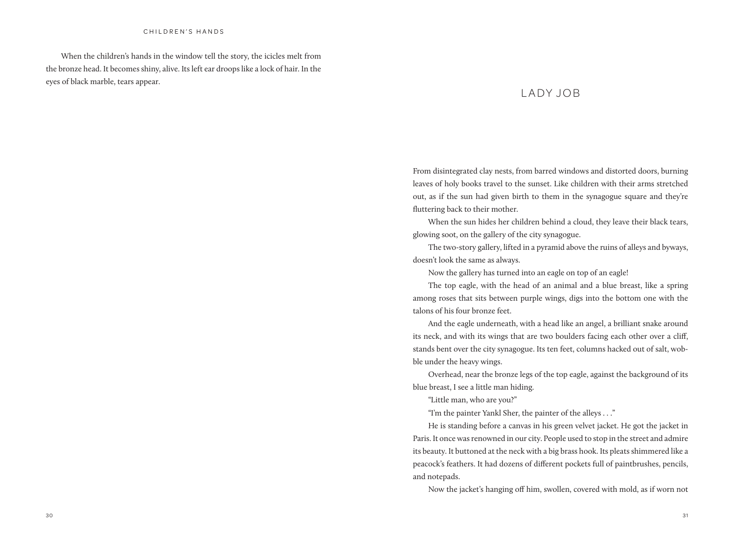When the children's hands in the window tell the story, the icicles melt from the bronze head. It becomes shiny, alive. Its left ear droops like a lock of hair. In the eyes of black marble, tears appear.

# LADY JOB

From disintegrated clay nests, from barred windows and distorted doors, burning leaves of holy books travel to the sunset. Like children with their arms stretched out, as if the sun had given birth to them in the synagogue square and they're fluttering back to their mother.

When the sun hides her children behind a cloud, they leave their black tears, glowing soot, on the gallery of the city synagogue.

The two-story gallery, lifted in a pyramid above the ruins of alleys and byways, doesn't look the same as always.

Now the gallery has turned into an eagle on top of an eagle!

The top eagle, with the head of an animal and a blue breast, like a spring among roses that sits between purple wings, digs into the bottom one with the talons of his four bronze feet.

And the eagle underneath, with a head like an angel, a brilliant snake around its neck, and with its wings that are two boulders facing each other over a cliff, stands bent over the city synagogue. Its ten feet, columns hacked out of salt, wobble under the heavy wings.

Overhead, near the bronze legs of the top eagle, against the background of its blue breast, I see a little man hiding.

"Little man, who are you?"

"I'm the painter Yankl Sher, the painter of the alleys . . ."

He is standing before a canvas in his green velvet jacket. He got the jacket in Paris. It once was renowned in our city. People used to stop in the street and admire its beauty. It buttoned at the neck with a big brass hook. Its pleats shimmered like a peacock's feathers. It had dozens of different pockets full of paintbrushes, pencils, and notepads.

Now the jacket's hanging off him, swollen, covered with mold, as if worn not